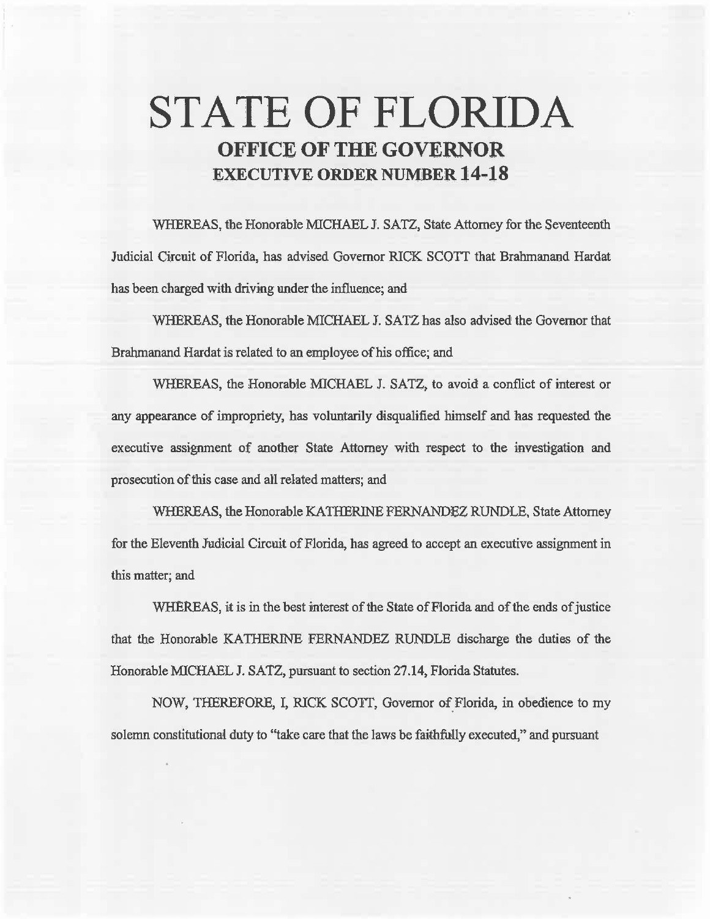# STATE OF FLORIDA

## OFFICE OF THE GOVERNOR

## EXECUTIVE ORDER NUMBER 14-18

WHEREAS, the Honorable MICHAEL J. SATZ, State Attorney for the Seventeenth Judicial Circuit of Florida, has advised Governor RICK SCOTT that Brahmanand Hardat has been charged with driving under the influence; and

WHEREAS, the Honorable MICHAEL J. SATZ has also advised the Governor that Brahmanand Hardat is related to an employee of his office; and

WHEREAS, the Honorable MICHAEL J. SATZ, to avoid a conflict of interest or any appearance of impropriety, has voluntarily disqualified himself and has requested the executive assignment of another State Attorney with respect to the investigation and prosecution of this case and all related matters; and

WHEREAS, the Honorable KATHERINE FERNANDEZ RUNDLE, State Attorney for the Eleventh Judicial Circuit of Florida, has agreed to accept an executive assignment in this matter; and

WHEREAS, it is in the best interest of the State of Florida and of the ends of justice that the Honorable KATHERINE FERNANDEZ RUNDLE discharge the duties of the Honorable MICHAEL J. SATZ, pursuant to section 27.14, Florida Statutes.

NOW, THEREFORE, I, RICK SCOTT, Governor of Florida, in obedience to my solemn constitutional duty to "take care that the laws be faithfully executed," and pursuant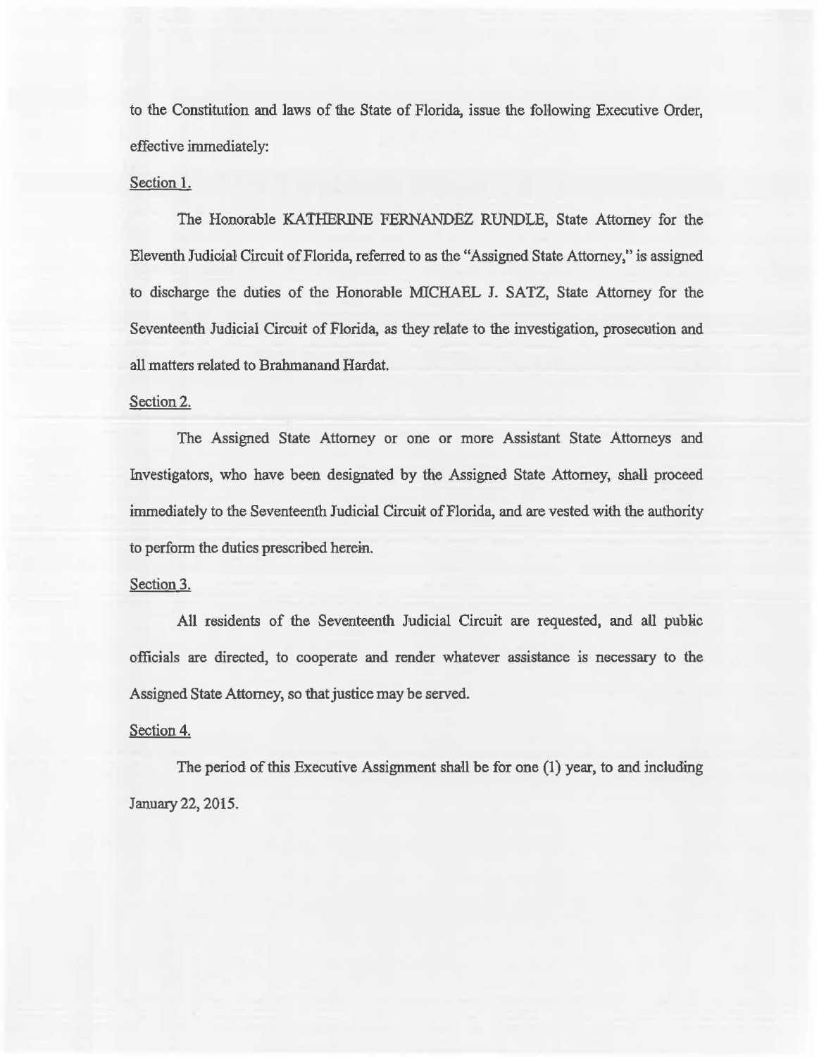to the Constitution and laws of the State of Florida, issue the following Executive Order, effective immediately:

Section 1.

The Honorable KATHERINE FERNANDEZ RUNDLE, State Attorney for the Eleventh Judicial Circuit of Florida, referred to as the "Assigned State Attorney," is assigned to discharge the duties of the Honorable MICHAEL J. SATZ, State Attorney for the Seventeenth Judicial Circuit of Florida, as they relate to the investigation, prosecution and all matters related to Brahmanand Hardat.

Section 2.

The Assigned State Attorney or one or more Assistant State Attorneys and Investigators, who have been designated by the Assigned State Attorney, shall proceed immediately to the Seventeenth Judicial Circuit of Florida, and are vested with the authority to perform the duties prescribed herein.

Section 3.

All residents of the Seventeenth Judicial Circuit are requested, and all public officials are directed, to cooperate and render whatever assistance is necessary to the Assigned State Attorney, so that justice may be served.

Section 4.

The period of this Executive Assignment shall be for one (1) year, to and including January 22, 2015.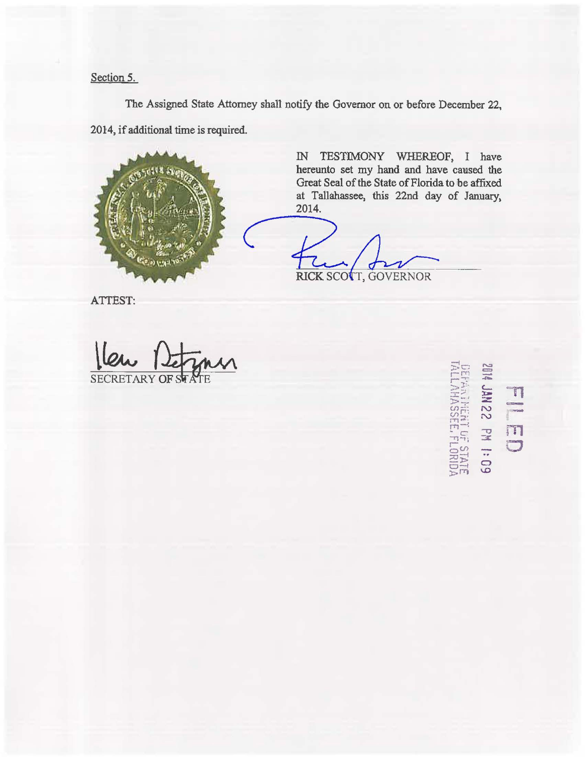Section 5.

The Assigned State Attorney shall notify the Governor on or before December 22, 2014, if additional time is required.

IN TESTIMONY WHEREOF, I have hereunto set my hand and have caused the Great Seal of the State of Florida to be affixed at Tallahassee, this 22nd day of January, 2014.

RICK SCOTT, GOVERNOR

ATTEST:

SECRETARY OF STATE

FILED

2014 JAN 22 PM 1:09

DEPARTMENT OF STATE
TALLAHASSEE, FLORIDA